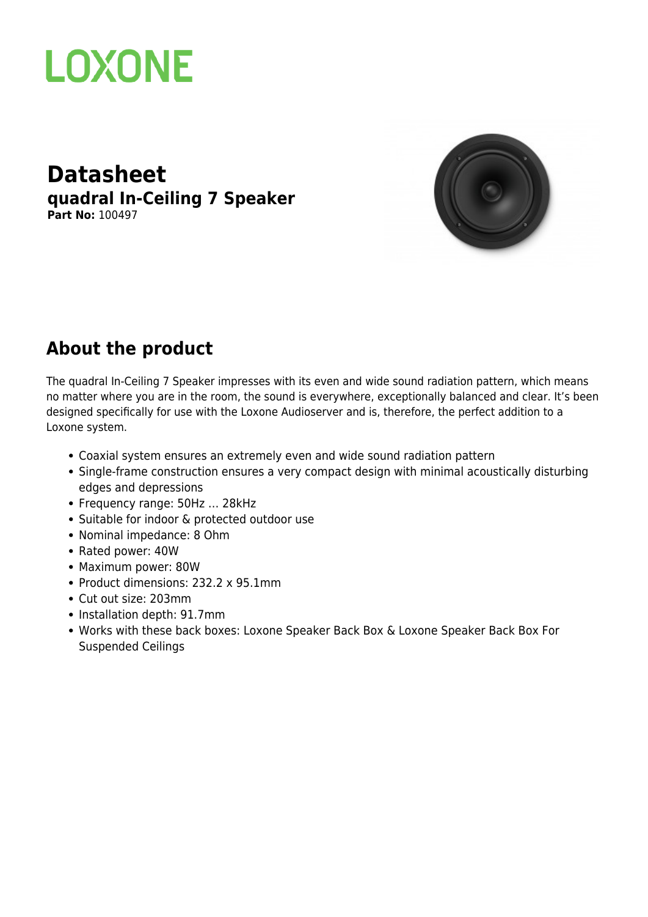LOXONE

# Datasheet

## quadral In-Ceiling 7 Speaker

**Part No:** 100497

## About the product

The quadral In-Ceiling 7 Speaker impresses with its even and wide sound radiation pattern, which means no matter where you are in the room, the sound is everywhere, exceptionally balanced and clear. It's been designed specifically for use with the Loxone Audioserver and is, therefore, the perfect addition to a Loxone system.

- Coaxial system ensures an extremely even and wide sound radiation pattern
- Single-frame construction ensures a very compact design with minimal acoustically disturbing edges and depressions
- Frequency range: 50Hz ... 28kHz
- Suitable for indoor & protected outdoor use
- Nominal impedance: 8 Ohm
- Rated power: 40W
- Maximum power: 80W
- Product dimensions: 232.2 x 95.1mm
- Cut out size: 203mm
- Installation depth: 91.7mm
- Works with these back boxes: Loxone Speaker Back Box & Loxone Speaker Back Box For Suspended Ceilings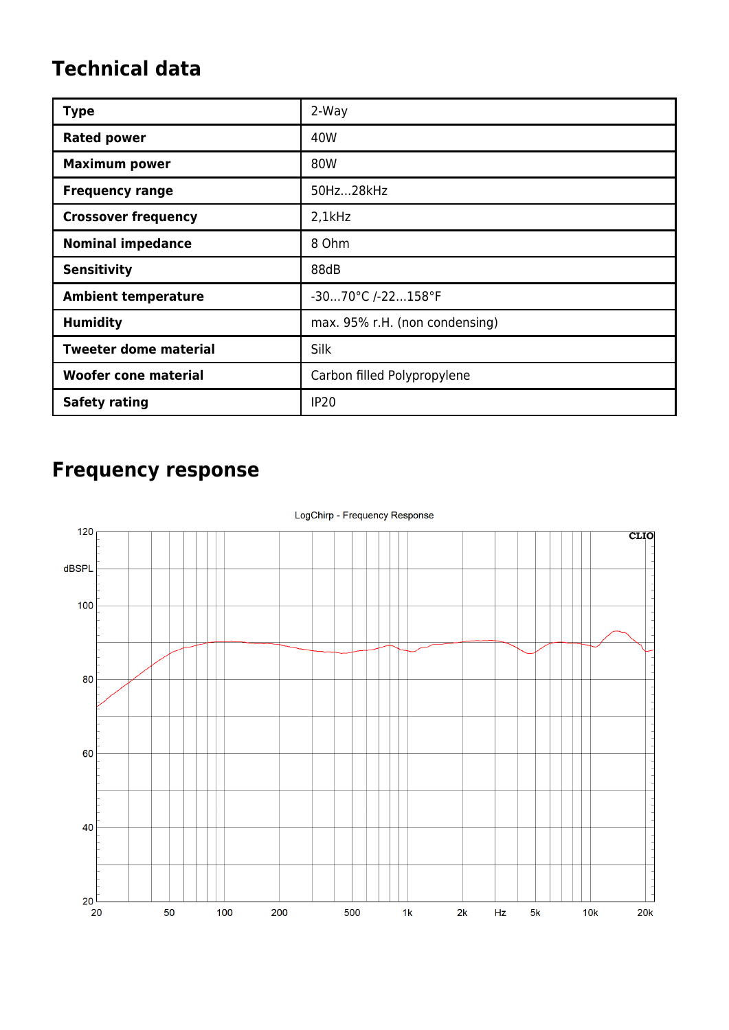## Technical data

| Type | 2-Way |
|---|---|
| Rated power | 40W |
| Maximum power | 80W |
| Frequency range | 50Hz...28kHz |
| Crossover frequency | 2,1kHz |
| Nominal impedance | 8 Ohm |
| Sensitivity | 88dB |
| Ambient temperature | -30...70°C /-22...158°F |
| Humidity | max. 95% r.H. (non condensing) |
| Tweeter dome material | Silk |
| Woofer cone material | Carbon filled Polypropylene |
| Safety rating | IP20 |

## Frequency response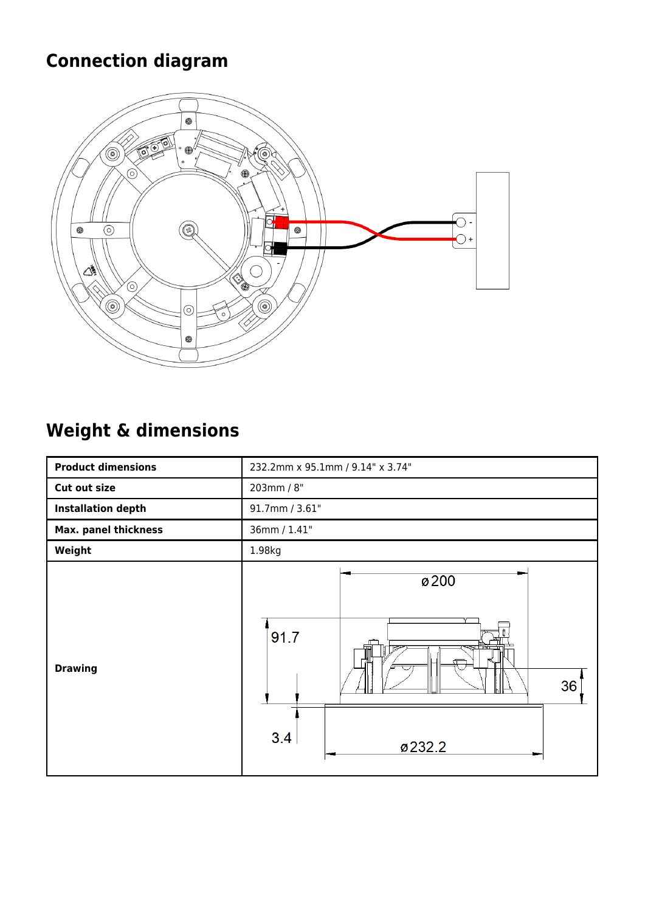## Connection diagram

## Weight & dimensions

| **Product dimensions** | 232.2mm x 95.1mm / 9.14" x 3.74" |
|---|---|
| **Cut out size** | 203mm / 8" |
| **Installation depth** | 91.7mm / 3.61" |
| **Max. panel thickness** | 36mm / 1.41" |
| **Weight** | 1.98kg |
| **Drawing** | |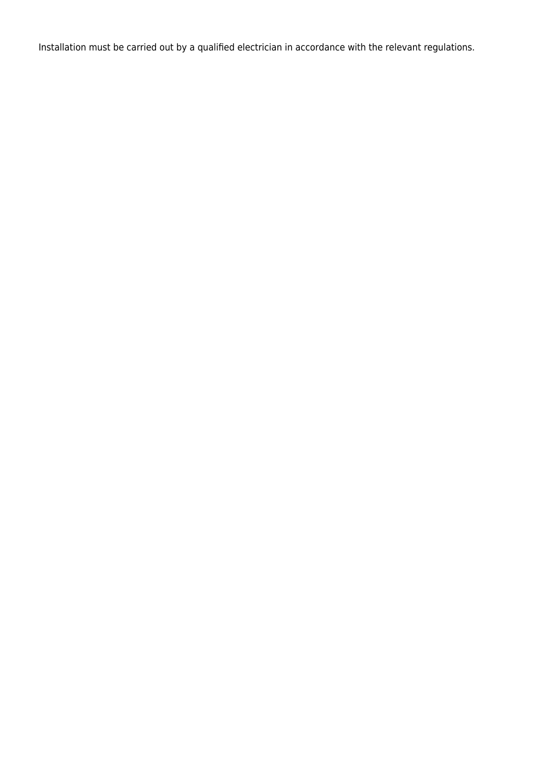Installation must be carried out by a qualified electrician in accordance with the relevant regulations.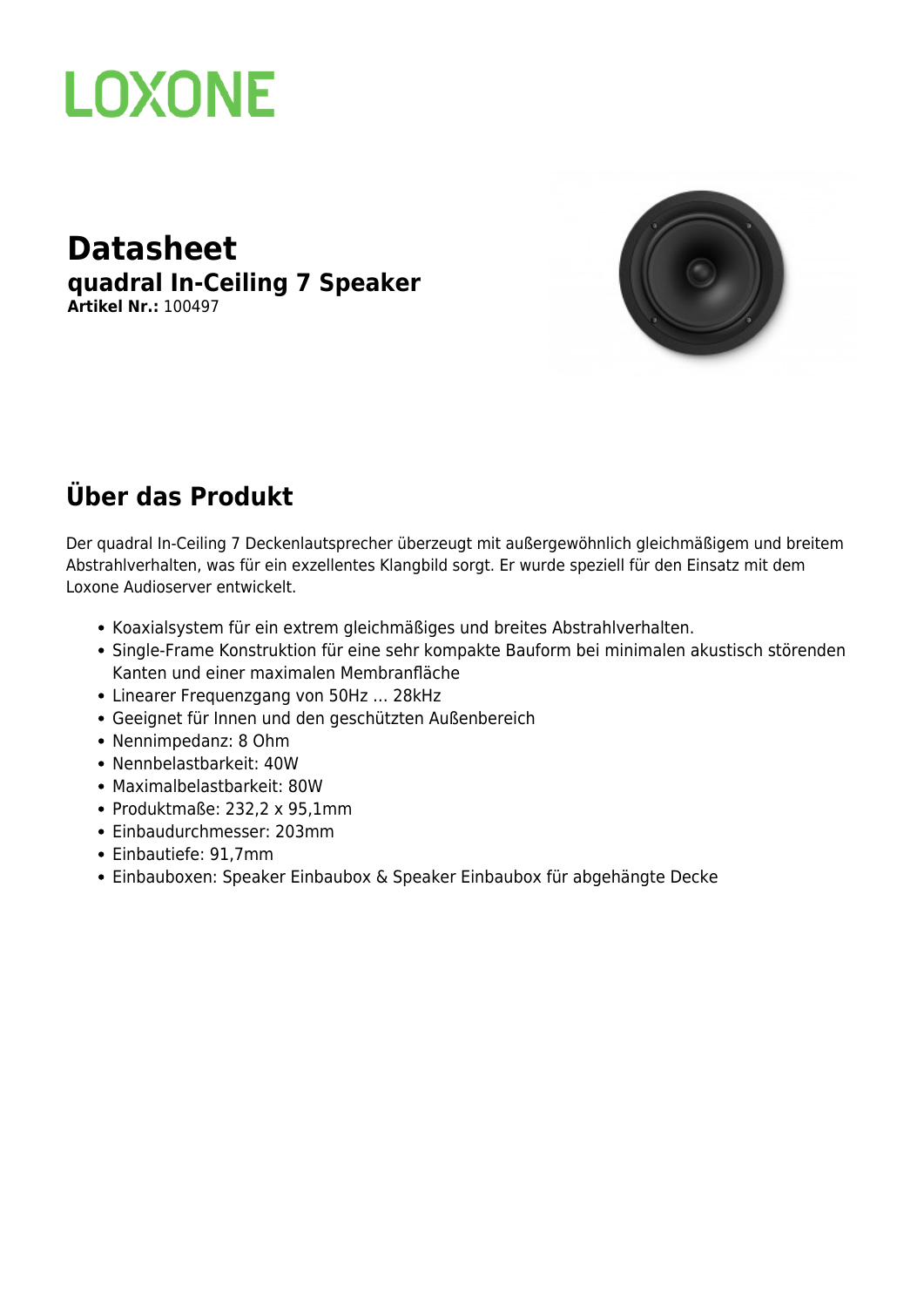LOXONE

# Datasheet

## quadral In-Ceiling 7 Speaker

**Artikel Nr.:** 100497

## Über das Produkt

Der quadral In-Ceiling 7 Deckenlautsprecher überzeugt mit außergewöhnlich gleichmäßigem und breitem Abstrahlverhalten, was für ein exzellentes Klangbild sorgt. Er wurde speziell für den Einsatz mit dem Loxone Audioserver entwickelt.

- Koaxialsystem für ein extrem gleichmäßiges und breites Abstrahlverhalten.
- Single-Frame Konstruktion für eine sehr kompakte Bauform bei minimalen akustisch störenden Kanten und einer maximalen Membranfläche
- Linearer Frequenzgang von 50Hz … 28kHz
- Geeignet für Innen und den geschützten Außenbereich
- Nennimpedanz: 8 Ohm
- Nennbelastbarkeit: 40W
- Maximalbelastbarkeit: 80W
- Produktmaße: 232,2 x 95,1mm
- Einbaudurchmesser: 203mm
- Einbautiefe: 91,7mm
- Einbauboxen: Speaker Einbaubox & Speaker Einbaubox für abgehängte Decke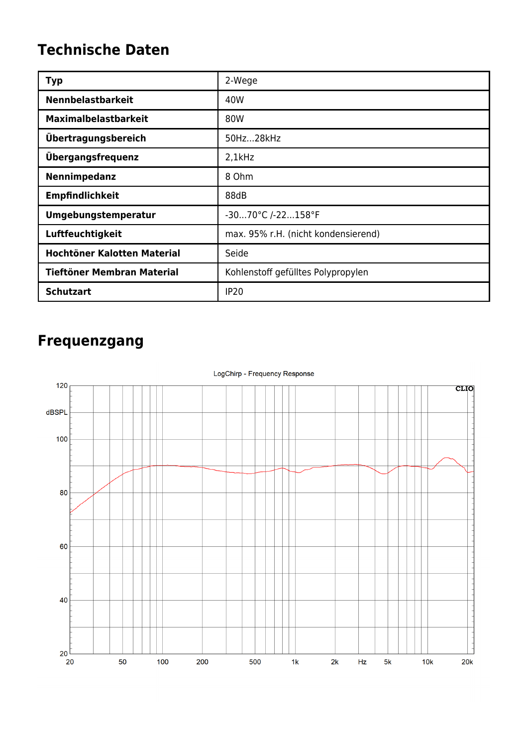## Technische Daten

| Typ | 2-Wege |
|---|---|
| Nennbelastbarkeit | 40W |
| Maximalbelastbarkeit | 80W |
| Übertragungsbereich | 50Hz...28kHz |
| Übergangsfrequenz | 2,1kHz |
| Nennimpedanz | 8 Ohm |
| Empfindlichkeit | 88dB |
| Umgebungstemperatur | -30...70°C /-22...158°F |
| Luftfeuchtigkeit | max. 95% r.H. (nicht kondensierend) |
| Hochtöner Kalotten Material | Seide |
| Tieftöner Membran Material | Kohlenstoff gefülltes Polypropylen |
| Schutzart | IP20 |

## Frequenzgang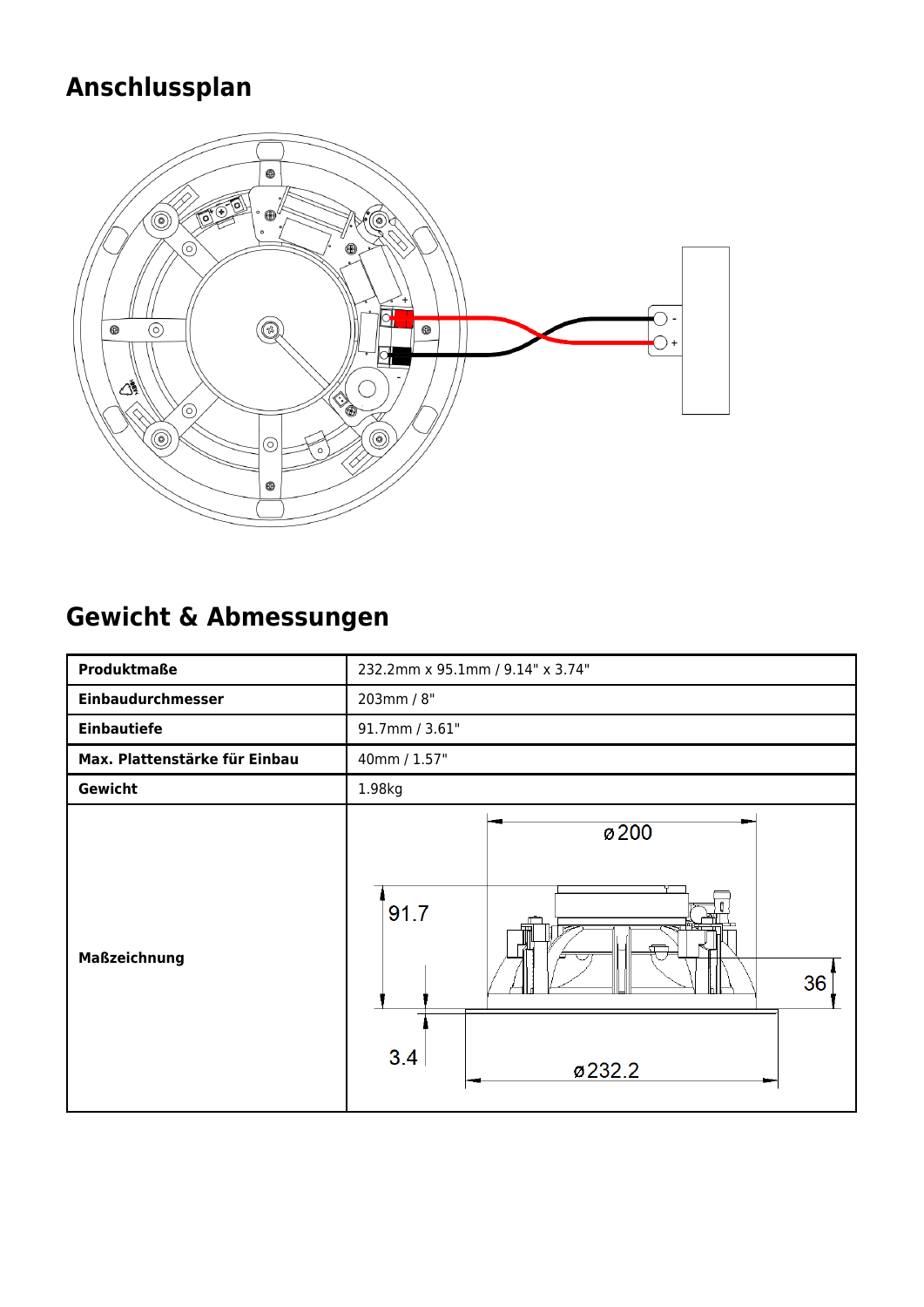## Anschlussplan

## Gewicht & Abmessungen

| Produktmaße | 232.2mm x 95.1mm / 9.14" x 3.74" |
|---|---|
| Einbaudurchmesser | 203mm / 8" |
| Einbautiefe | 91.7mm / 3.61" |
| Max. Plattenstärke für Einbau | 40mm / 1.57" |
| Gewicht | 1.98kg |
| Maßzeichnung | |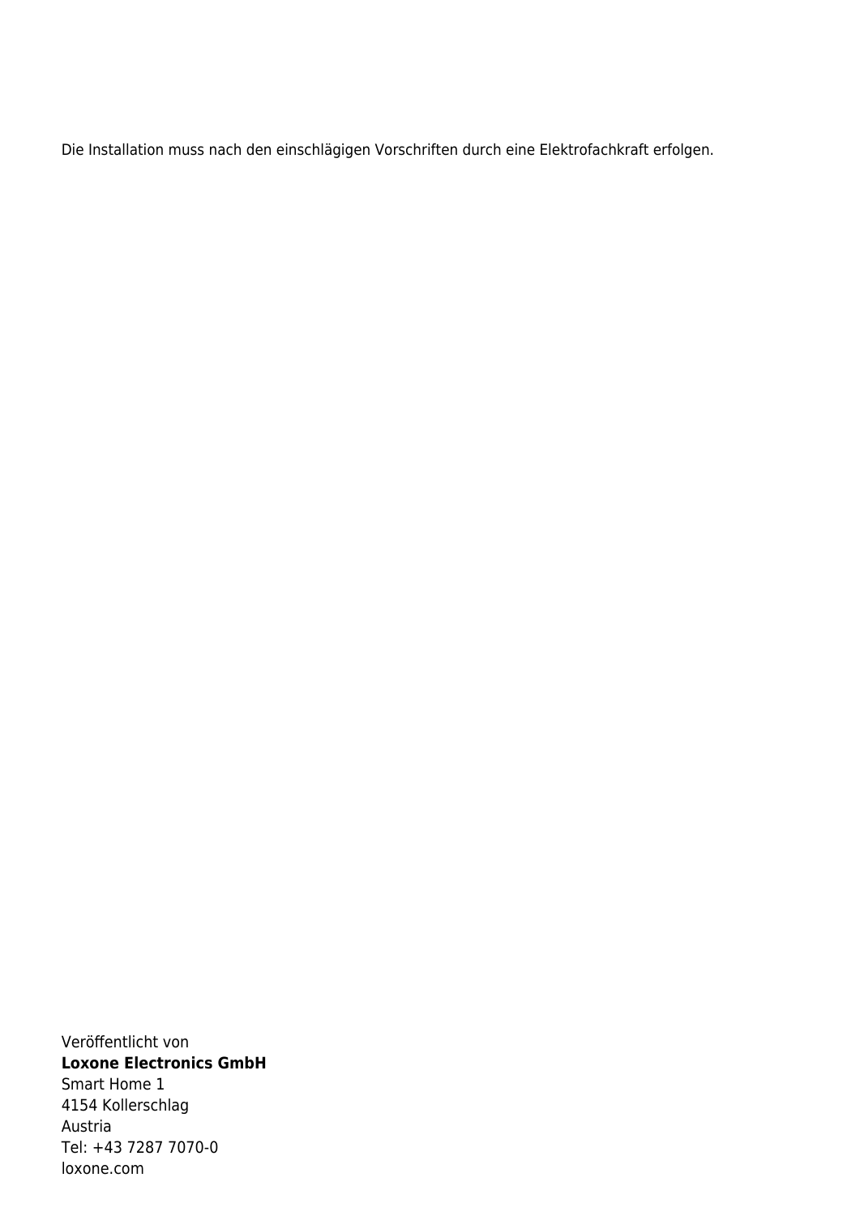Die Installation muss nach den einschlägigen Vorschriften durch eine Elektrofachkraft erfolgen.

Veröffentlicht von
**Loxone Electronics GmbH**
Smart Home 1
4154 Kollerschlag
Austria
Tel: +43 7287 7070-0
loxone.com